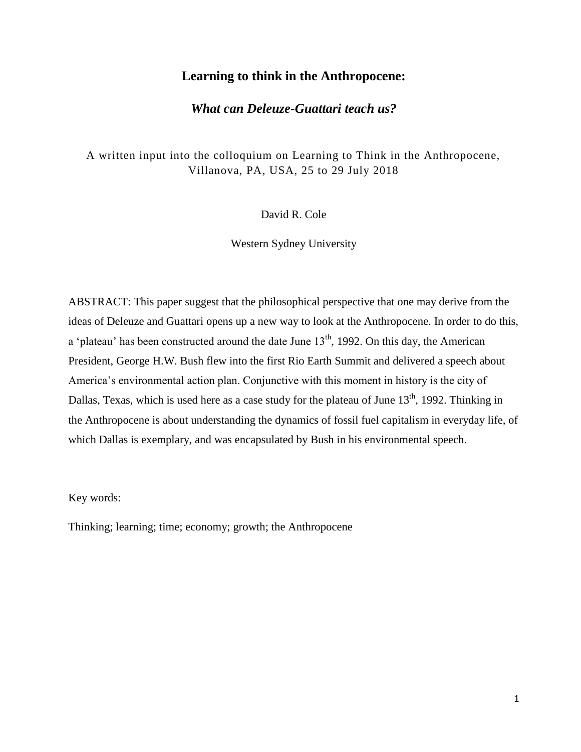# Learning to think in the Anthropocene:

## *What can Deleuze-Guattari teach us?*

A written input into the colloquium on Learning to Think in the Anthropocene, Villanova, PA, USA, 25 to 29 July 2018

David R. Cole

Western Sydney University

ABSTRACT: This paper suggest that the philosophical perspective that one may derive from the ideas of Deleuze and Guattari opens up a new way to look at the Anthropocene. In order to do this, a 'plateau' has been constructed around the date June 13th, 1992. On this day, the American President, George H.W. Bush flew into the first Rio Earth Summit and delivered a speech about America's environmental action plan. Conjunctive with this moment in history is the city of Dallas, Texas, which is used here as a case study for the plateau of June 13th, 1992. Thinking in the Anthropocene is about understanding the dynamics of fossil fuel capitalism in everyday life, of which Dallas is exemplary, and was encapsulated by Bush in his environmental speech.

Key words:

Thinking; learning; time; economy; growth; the Anthropocene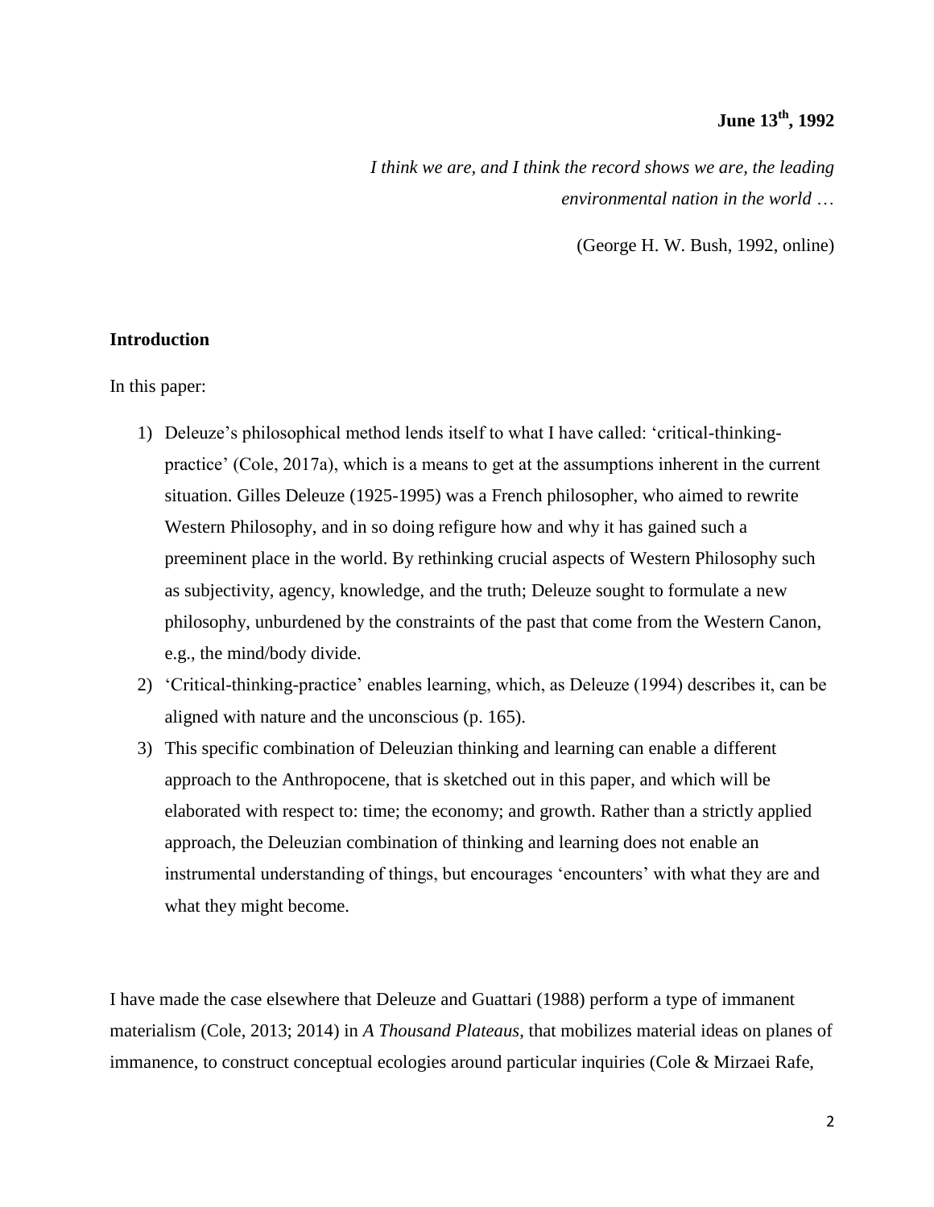**June 13th, 1992**

*I think we are, and I think the record shows we are, the leading environmental nation in the world* …

(George H. W. Bush, 1992, online)

## Introduction

In this paper:

1) Deleuze's philosophical method lends itself to what I have called: 'critical-thinking-practice' (Cole, 2017a), which is a means to get at the assumptions inherent in the current situation. Gilles Deleuze (1925-1995) was a French philosopher, who aimed to rewrite Western Philosophy, and in so doing refigure how and why it has gained such a preeminent place in the world. By rethinking crucial aspects of Western Philosophy such as subjectivity, agency, knowledge, and the truth; Deleuze sought to formulate a new philosophy, unburdened by the constraints of the past that come from the Western Canon, e.g., the mind/body divide.
2) 'Critical-thinking-practice' enables learning, which, as Deleuze (1994) describes it, can be aligned with nature and the unconscious (p. 165).
3) This specific combination of Deleuzian thinking and learning can enable a different approach to the Anthropocene, that is sketched out in this paper, and which will be elaborated with respect to: time; the economy; and growth. Rather than a strictly applied approach, the Deleuzian combination of thinking and learning does not enable an instrumental understanding of things, but encourages 'encounters' with what they are and what they might become.

I have made the case elsewhere that Deleuze and Guattari (1988) perform a type of immanent materialism (Cole, 2013; 2014) in *A Thousand Plateaus*, that mobilizes material ideas on planes of immanence, to construct conceptual ecologies around particular inquiries (Cole & Mirzaei Rafe,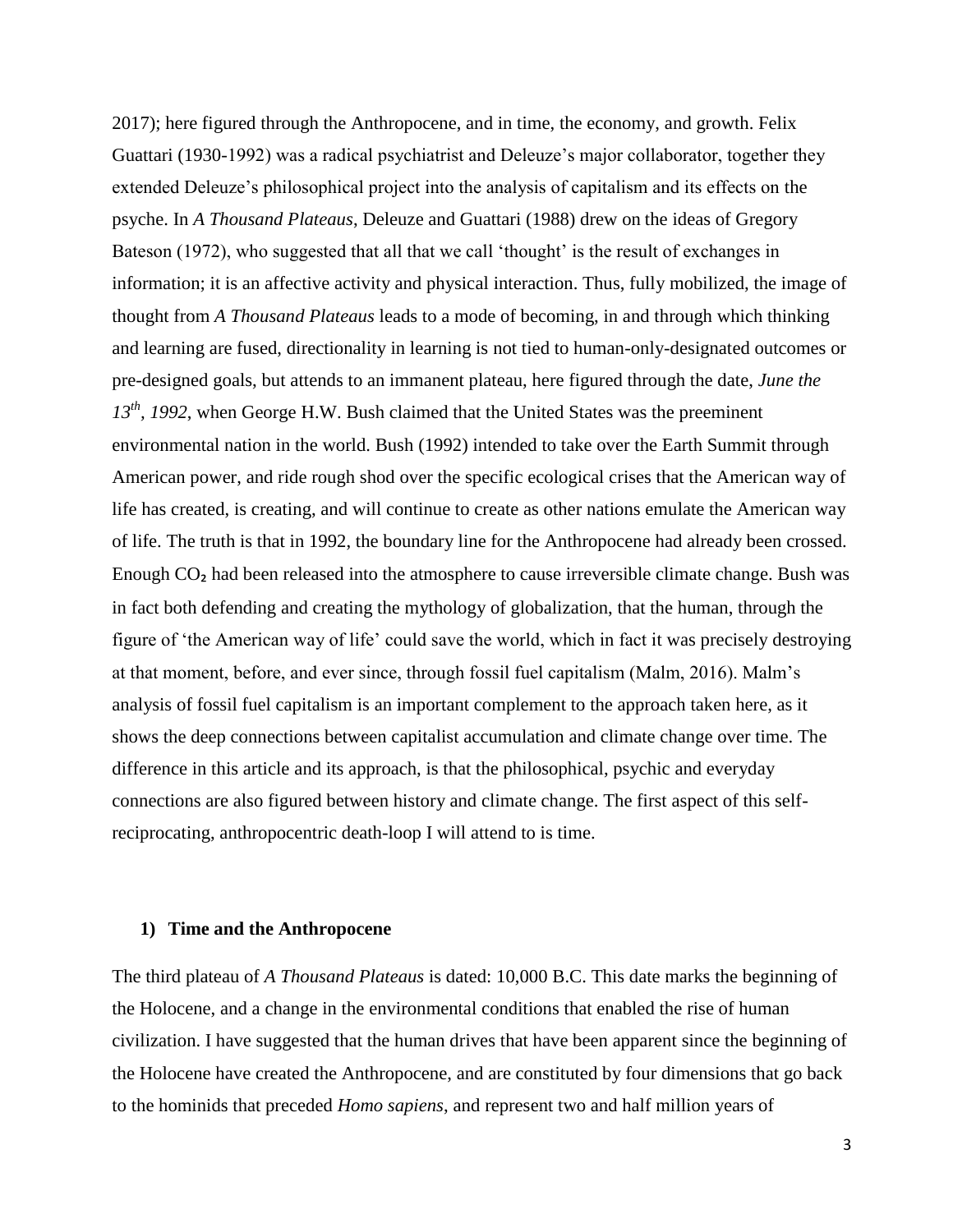2017); here figured through the Anthropocene, and in time, the economy, and growth. Felix Guattari (1930-1992) was a radical psychiatrist and Deleuze's major collaborator, together they extended Deleuze's philosophical project into the analysis of capitalism and its effects on the psyche. In *A Thousand Plateaus*, Deleuze and Guattari (1988) drew on the ideas of Gregory Bateson (1972), who suggested that all that we call 'thought' is the result of exchanges in information; it is an affective activity and physical interaction. Thus, fully mobilized, the image of thought from *A Thousand Plateaus* leads to a mode of becoming, in and through which thinking and learning are fused, directionality in learning is not tied to human-only-designated outcomes or pre-designed goals, but attends to an immanent plateau, here figured through the date, *June the 13th, 1992*, when George H.W. Bush claimed that the United States was the preeminent environmental nation in the world. Bush (1992) intended to take over the Earth Summit through American power, and ride rough shod over the specific ecological crises that the American way of life has created, is creating, and will continue to create as other nations emulate the American way of life. The truth is that in 1992, the boundary line for the Anthropocene had already been crossed. Enough $CO_2$ had been released into the atmosphere to cause irreversible climate change. Bush was in fact both defending and creating the mythology of globalization, that the human, through the figure of 'the American way of life' could save the world, which in fact it was precisely destroying at that moment, before, and ever since, through fossil fuel capitalism (Malm, 2016). Malm's analysis of fossil fuel capitalism is an important complement to the approach taken here, as it shows the deep connections between capitalist accumulation and climate change over time. The difference in this article and its approach, is that the philosophical, psychic and everyday connections are also figured between history and climate change. The first aspect of this self-reciprocating, anthropocentric death-loop I will attend to is time.

## 1) Time and the Anthropocene

The third plateau of *A Thousand Plateaus* is dated: 10,000 B.C. This date marks the beginning of the Holocene, and a change in the environmental conditions that enabled the rise of human civilization. I have suggested that the human drives that have been apparent since the beginning of the Holocene have created the Anthropocene, and are constituted by four dimensions that go back to the hominids that preceded *Homo sapiens*, and represent two and half million years of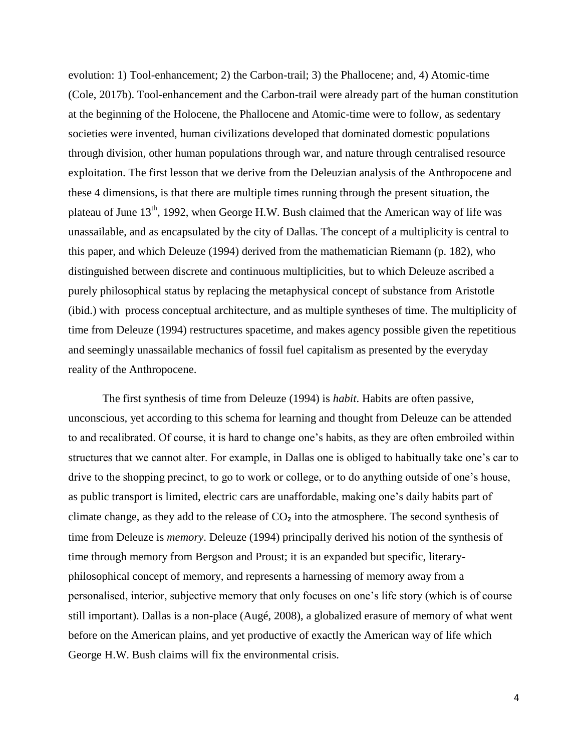evolution: 1) Tool-enhancement; 2) the Carbon-trail; 3) the Phallocene; and, 4) Atomic-time (Cole, 2017b). Tool-enhancement and the Carbon-trail were already part of the human constitution at the beginning of the Holocene, the Phallocene and Atomic-time were to follow, as sedentary societies were invented, human civilizations developed that dominated domestic populations through division, other human populations through war, and nature through centralised resource exploitation. The first lesson that we derive from the Deleuzian analysis of the Anthropocene and these 4 dimensions, is that there are multiple times running through the present situation, the plateau of June 13th, 1992, when George H.W. Bush claimed that the American way of life was unassailable, and as encapsulated by the city of Dallas. The concept of a multiplicity is central to this paper, and which Deleuze (1994) derived from the mathematician Riemann (p. 182), who distinguished between discrete and continuous multiplicities, but to which Deleuze ascribed a purely philosophical status by replacing the metaphysical concept of substance from Aristotle (ibid.) with process conceptual architecture, and as multiple syntheses of time. The multiplicity of time from Deleuze (1994) restructures spacetime, and makes agency possible given the repetitious and seemingly unassailable mechanics of fossil fuel capitalism as presented by the everyday reality of the Anthropocene.

The first synthesis of time from Deleuze (1994) is *habit*. Habits are often passive, unconscious, yet according to this schema for learning and thought from Deleuze can be attended to and recalibrated. Of course, it is hard to change one's habits, as they are often embroiled within structures that we cannot alter. For example, in Dallas one is obliged to habitually take one's car to drive to the shopping precinct, to go to work or college, or to do anything outside of one's house, as public transport is limited, electric cars are unaffordable, making one's daily habits part of climate change, as they add to the release of $CO_2$ into the atmosphere. The second synthesis of time from Deleuze is *memory*. Deleuze (1994) principally derived his notion of the synthesis of time through memory from Bergson and Proust; it is an expanded but specific, literary-philosophical concept of memory, and represents a harnessing of memory away from a personalised, interior, subjective memory that only focuses on one's life story (which is of course still important). Dallas is a non-place (Augé, 2008), a globalized erasure of memory of what went before on the American plains, and yet productive of exactly the American way of life which George H.W. Bush claims will fix the environmental crisis.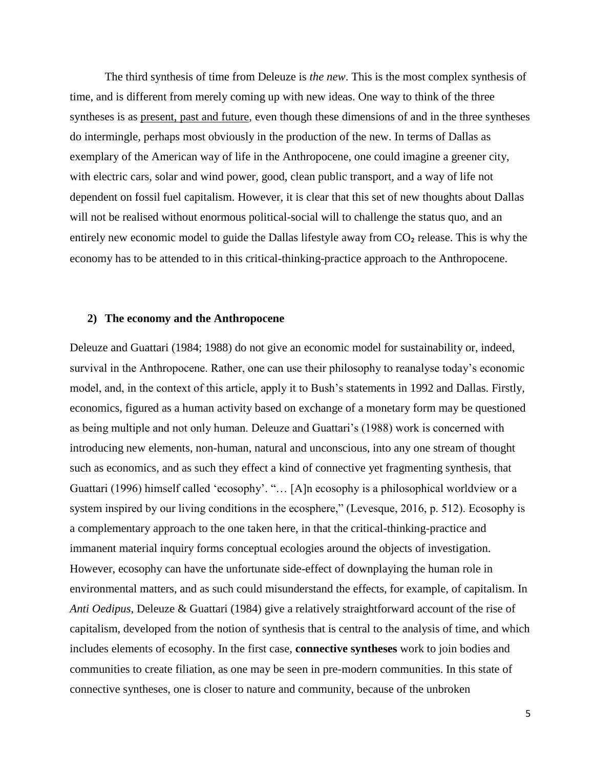The third synthesis of time from Deleuze is *the new*. This is the most complex synthesis of time, and is different from merely coming up with new ideas. One way to think of the three syntheses is as present, past and future, even though these dimensions of and in the three syntheses do intermingle, perhaps most obviously in the production of the new. In terms of Dallas as exemplary of the American way of life in the Anthropocene, one could imagine a greener city, with electric cars, solar and wind power, good, clean public transport, and a way of life not dependent on fossil fuel capitalism. However, it is clear that this set of new thoughts about Dallas will not be realised without enormous political-social will to challenge the status quo, and an entirely new economic model to guide the Dallas lifestyle away from $CO_2$ release. This is why the economy has to be attended to in this critical-thinking-practice approach to the Anthropocene.

## 2) The economy and the Anthropocene

Deleuze and Guattari (1984; 1988) do not give an economic model for sustainability or, indeed, survival in the Anthropocene. Rather, one can use their philosophy to reanalyse today's economic model, and, in the context of this article, apply it to Bush's statements in 1992 and Dallas. Firstly, economics, figured as a human activity based on exchange of a monetary form may be questioned as being multiple and not only human. Deleuze and Guattari's (1988) work is concerned with introducing new elements, non-human, natural and unconscious, into any one stream of thought such as economics, and as such they effect a kind of connective yet fragmenting synthesis, that Guattari (1996) himself called 'ecosophy'. "… [A]n ecosophy is a philosophical worldview or a system inspired by our living conditions in the ecosphere," (Levesque, 2016, p. 512). Ecosophy is a complementary approach to the one taken here, in that the critical-thinking-practice and immanent material inquiry forms conceptual ecologies around the objects of investigation. However, ecosophy can have the unfortunate side-effect of downplaying the human role in environmental matters, and as such could misunderstand the effects, for example, of capitalism. In *Anti Oedipus*, Deleuze & Guattari (1984) give a relatively straightforward account of the rise of capitalism, developed from the notion of synthesis that is central to the analysis of time, and which includes elements of ecosophy. In the first case, **connective syntheses** work to join bodies and communities to create filiation, as one may be seen in pre-modern communities. In this state of connective syntheses, one is closer to nature and community, because of the unbroken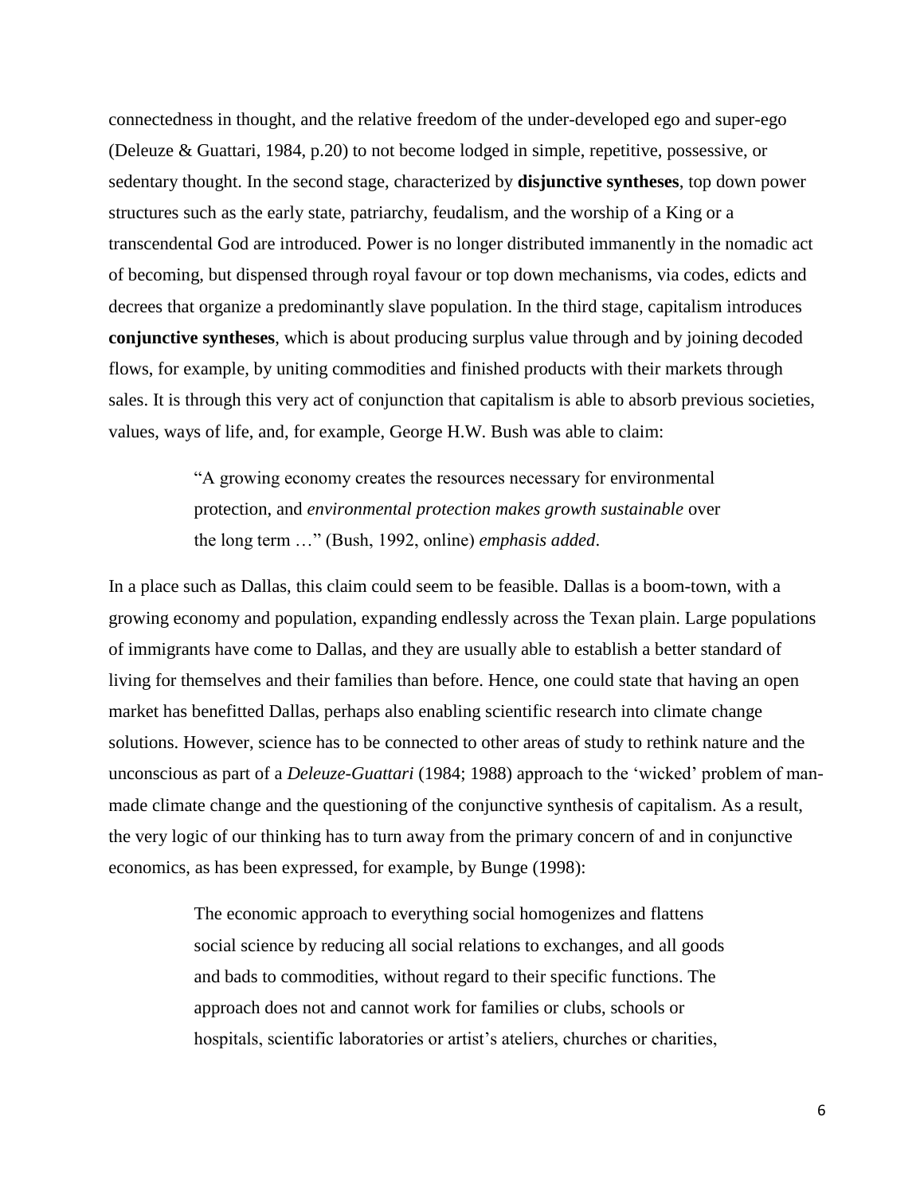connectedness in thought, and the relative freedom of the under-developed ego and super-ego (Deleuze & Guattari, 1984, p.20) to not become lodged in simple, repetitive, possessive, or sedentary thought. In the second stage, characterized by **disjunctive syntheses**, top down power structures such as the early state, patriarchy, feudalism, and the worship of a King or a transcendental God are introduced. Power is no longer distributed immanently in the nomadic act of becoming, but dispensed through royal favour or top down mechanisms, via codes, edicts and decrees that organize a predominantly slave population. In the third stage, capitalism introduces **conjunctive syntheses**, which is about producing surplus value through and by joining decoded flows, for example, by uniting commodities and finished products with their markets through sales. It is through this very act of conjunction that capitalism is able to absorb previous societies, values, ways of life, and, for example, George H.W. Bush was able to claim:

> "A growing economy creates the resources necessary for environmental protection, and *environmental protection makes growth sustainable* over the long term …" (Bush, 1992, online) *emphasis added*.

In a place such as Dallas, this claim could seem to be feasible. Dallas is a boom-town, with a growing economy and population, expanding endlessly across the Texan plain. Large populations of immigrants have come to Dallas, and they are usually able to establish a better standard of living for themselves and their families than before. Hence, one could state that having an open market has benefitted Dallas, perhaps also enabling scientific research into climate change solutions. However, science has to be connected to other areas of study to rethink nature and the unconscious as part of a *Deleuze-Guattari* (1984; 1988) approach to the 'wicked' problem of man-made climate change and the questioning of the conjunctive synthesis of capitalism. As a result, the very logic of our thinking has to turn away from the primary concern of and in conjunctive economics, as has been expressed, for example, by Bunge (1998):

> The economic approach to everything social homogenizes and flattens social science by reducing all social relations to exchanges, and all goods and bads to commodities, without regard to their specific functions. The approach does not and cannot work for families or clubs, schools or hospitals, scientific laboratories or artist's ateliers, churches or charities,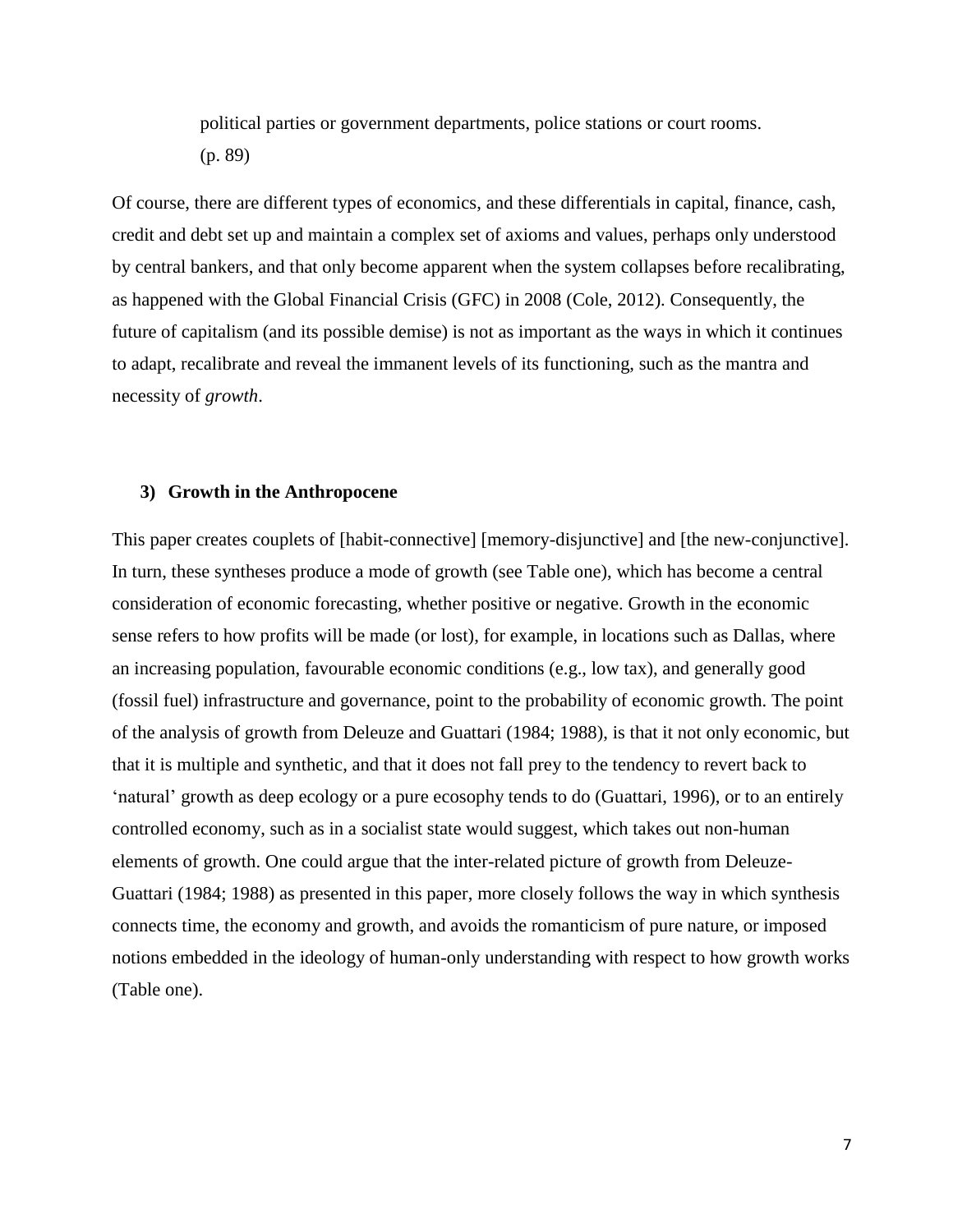> political parties or government departments, police stations or court rooms. (p. 89)

Of course, there are different types of economics, and these differentials in capital, finance, cash, credit and debt set up and maintain a complex set of axioms and values, perhaps only understood by central bankers, and that only become apparent when the system collapses before recalibrating, as happened with the Global Financial Crisis (GFC) in 2008 (Cole, 2012). Consequently, the future of capitalism (and its possible demise) is not as important as the ways in which it continues to adapt, recalibrate and reveal the immanent levels of its functioning, such as the mantra and necessity of *growth*.

### 3) Growth in the Anthropocene

This paper creates couplets of [habit-connective] [memory-disjunctive] and [the new-conjunctive]. In turn, these syntheses produce a mode of growth (see Table one), which has become a central consideration of economic forecasting, whether positive or negative. Growth in the economic sense refers to how profits will be made (or lost), for example, in locations such as Dallas, where an increasing population, favourable economic conditions (e.g., low tax), and generally good (fossil fuel) infrastructure and governance, point to the probability of economic growth. The point of the analysis of growth from Deleuze and Guattari (1984; 1988), is that it not only economic, but that it is multiple and synthetic, and that it does not fall prey to the tendency to revert back to 'natural' growth as deep ecology or a pure ecosophy tends to do (Guattari, 1996), or to an entirely controlled economy, such as in a socialist state would suggest, which takes out non-human elements of growth. One could argue that the inter-related picture of growth from Deleuze-Guattari (1984; 1988) as presented in this paper, more closely follows the way in which synthesis connects time, the economy and growth, and avoids the romanticism of pure nature, or imposed notions embedded in the ideology of human-only understanding with respect to how growth works (Table one).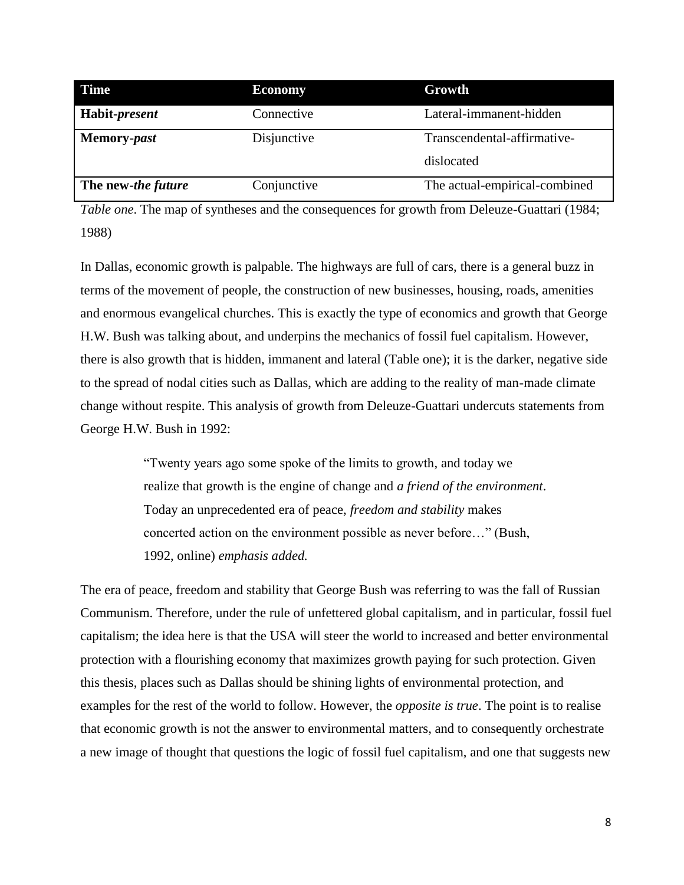| Time | Economy | Growth |
| --- | --- | --- |
| **Habit-*present*** | Connective | Lateral-immanent-hidden |
| **Memory-*past*** | Disjunctive | Transcendental-affirmative-dislocated |
| **The new-*the future*** | Conjunctive | The actual-empirical-combined |

*Table one*. The map of syntheses and the consequences for growth from Deleuze-Guattari (1984; 1988)

In Dallas, economic growth is palpable. The highways are full of cars, there is a general buzz in terms of the movement of people, the construction of new businesses, housing, roads, amenities and enormous evangelical churches. This is exactly the type of economics and growth that George H.W. Bush was talking about, and underpins the mechanics of fossil fuel capitalism. However, there is also growth that is hidden, immanent and lateral (Table one); it is the darker, negative side to the spread of nodal cities such as Dallas, which are adding to the reality of man-made climate change without respite. This analysis of growth from Deleuze-Guattari undercuts statements from George H.W. Bush in 1992:

> "Twenty years ago some spoke of the limits to growth, and today we realize that growth is the engine of change and *a friend of the environment*. Today an unprecedented era of peace, *freedom and stability* makes concerted action on the environment possible as never before…" (Bush, 1992, online) *emphasis added.*

The era of peace, freedom and stability that George Bush was referring to was the fall of Russian Communism. Therefore, under the rule of unfettered global capitalism, and in particular, fossil fuel capitalism; the idea here is that the USA will steer the world to increased and better environmental protection with a flourishing economy that maximizes growth paying for such protection. Given this thesis, places such as Dallas should be shining lights of environmental protection, and examples for the rest of the world to follow. However, the *opposite is true*. The point is to realise that economic growth is not the answer to environmental matters, and to consequently orchestrate a new image of thought that questions the logic of fossil fuel capitalism, and one that suggests new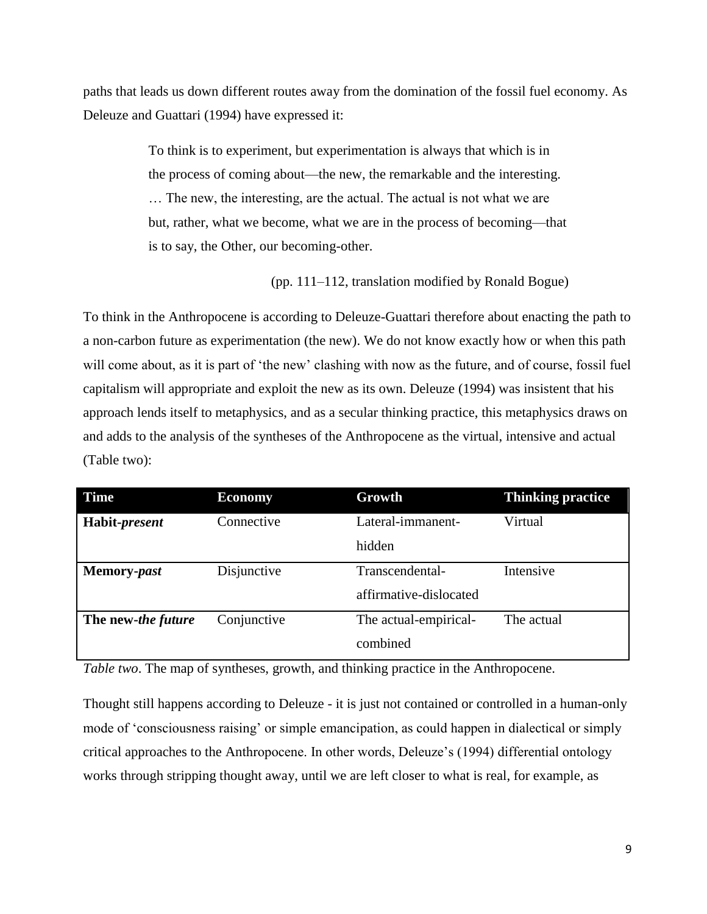paths that leads us down different routes away from the domination of the fossil fuel economy. As Deleuze and Guattari (1994) have expressed it:

> To think is to experiment, but experimentation is always that which is in the process of coming about—the new, the remarkable and the interesting. … The new, the interesting, are the actual. The actual is not what we are but, rather, what we become, what we are in the process of becoming—that is to say, the Other, our becoming-other.
>
> (pp. 111–112, translation modified by Ronald Bogue)

To think in the Anthropocene is according to Deleuze-Guattari therefore about enacting the path to a non-carbon future as experimentation (the new). We do not know exactly how or when this path will come about, as it is part of 'the new' clashing with now as the future, and of course, fossil fuel capitalism will appropriate and exploit the new as its own. Deleuze (1994) was insistent that his approach lends itself to metaphysics, and as a secular thinking practice, this metaphysics draws on and adds to the analysis of the syntheses of the Anthropocene as the virtual, intensive and actual (Table two):

| Time | Economy | Growth | Thinking practice |
|---|---|---|---|
| **Habit-*present*** | Connective | Lateral-immanent-hidden | Virtual |
| **Memory-*past*** | Disjunctive | Transcendental-affirmative-dislocated | Intensive |
| **The new-*the future*** | Conjunctive | The actual-empirical-combined | The actual |

*Table two*. The map of syntheses, growth, and thinking practice in the Anthropocene.

Thought still happens according to Deleuze - it is just not contained or controlled in a human-only mode of 'consciousness raising' or simple emancipation, as could happen in dialectical or simply critical approaches to the Anthropocene. In other words, Deleuze's (1994) differential ontology works through stripping thought away, until we are left closer to what is real, for example, as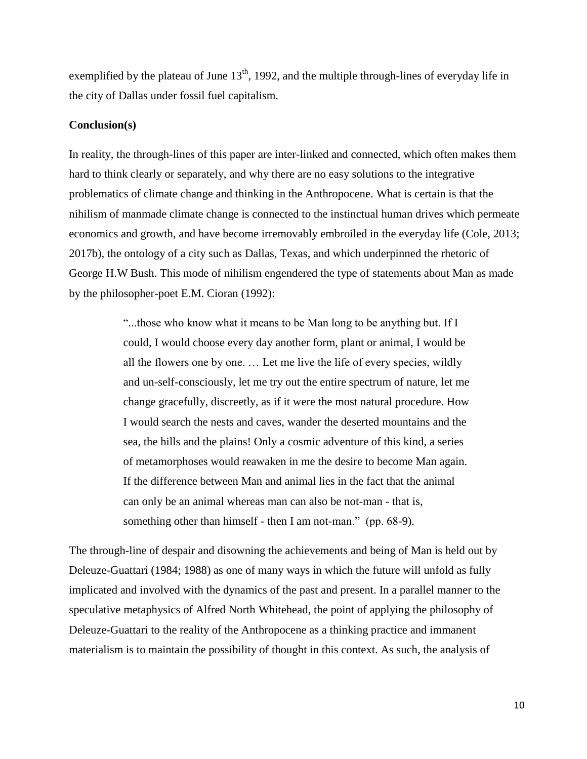exemplified by the plateau of June 13th, 1992, and the multiple through-lines of everyday life in the city of Dallas under fossil fuel capitalism.

**Conclusion(s)**

In reality, the through-lines of this paper are inter-linked and connected, which often makes them hard to think clearly or separately, and why there are no easy solutions to the integrative problematics of climate change and thinking in the Anthropocene. What is certain is that the nihilism of manmade climate change is connected to the instinctual human drives which permeate economics and growth, and have become irremovably embroiled in the everyday life (Cole, 2013; 2017b), the ontology of a city such as Dallas, Texas, and which underpinned the rhetoric of George H.W Bush. This mode of nihilism engendered the type of statements about Man as made by the philosopher-poet E.M. Cioran (1992):

> "...those who know what it means to be Man long to be anything but. If I could, I would choose every day another form, plant or animal, I would be all the flowers one by one. … Let me live the life of every species, wildly and un-self-consciously, let me try out the entire spectrum of nature, let me change gracefully, discreetly, as if it were the most natural procedure. How I would search the nests and caves, wander the deserted mountains and the sea, the hills and the plains! Only a cosmic adventure of this kind, a series of metamorphoses would reawaken in me the desire to become Man again. If the difference between Man and animal lies in the fact that the animal can only be an animal whereas man can also be not-man - that is, something other than himself - then I am not-man." (pp. 68-9).

The through-line of despair and disowning the achievements and being of Man is held out by Deleuze-Guattari (1984; 1988) as one of many ways in which the future will unfold as fully implicated and involved with the dynamics of the past and present. In a parallel manner to the speculative metaphysics of Alfred North Whitehead, the point of applying the philosophy of Deleuze-Guattari to the reality of the Anthropocene as a thinking practice and immanent materialism is to maintain the possibility of thought in this context. As such, the analysis of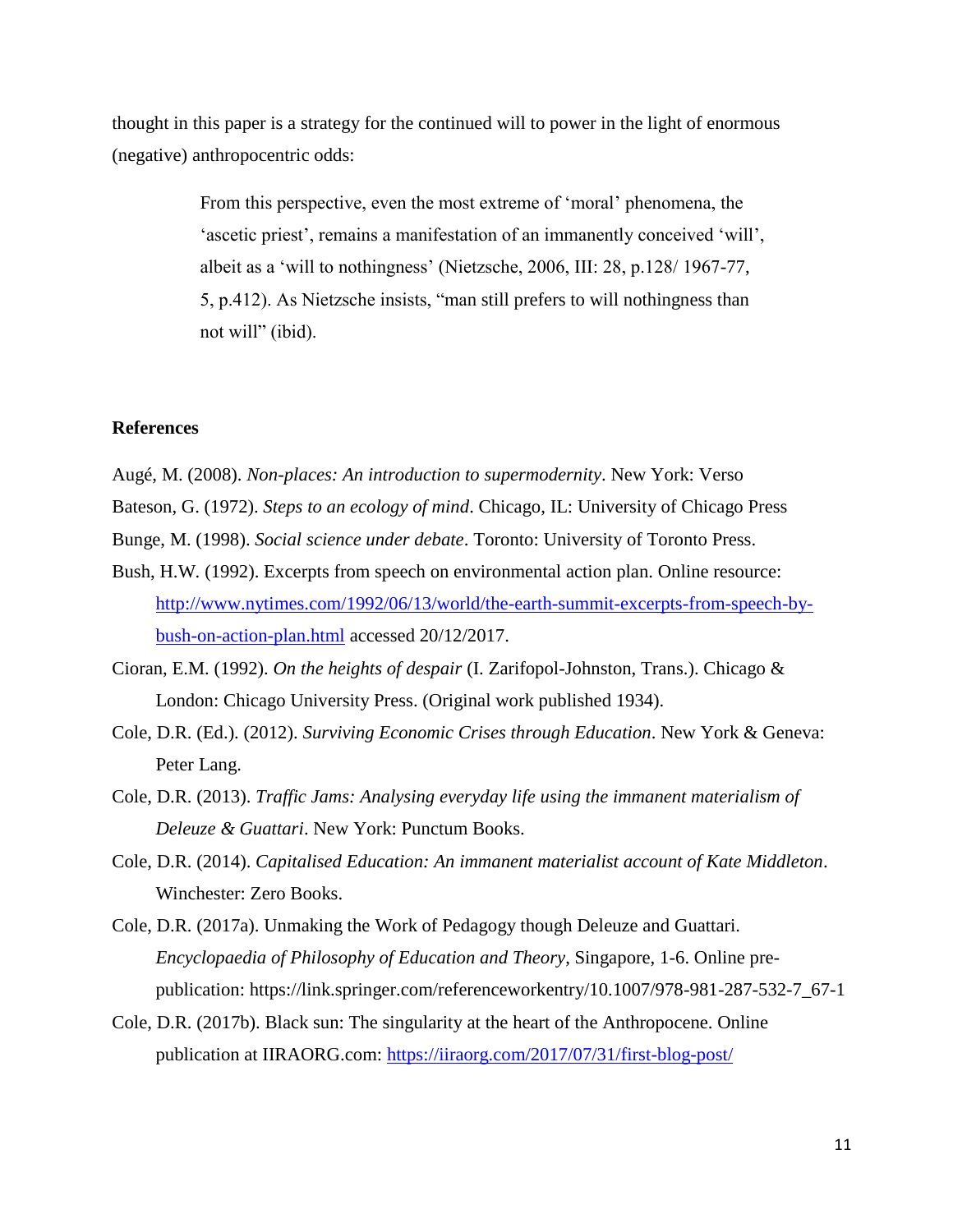thought in this paper is a strategy for the continued will to power in the light of enormous (negative) anthropocentric odds:

> From this perspective, even the most extreme of 'moral' phenomena, the 'ascetic priest', remains a manifestation of an immanently conceived 'will', albeit as a 'will to nothingness' (Nietzsche, 2006, III: 28, p.128/ 1967-77, 5, p.412). As Nietzsche insists, "man still prefers to will nothingness than not will" (ibid).

## References

Augé, M. (2008). *Non-places: An introduction to supermodernity*. New York: Verso

Bateson, G. (1972). *Steps to an ecology of mind*. Chicago, IL: University of Chicago Press

Bunge, M. (1998). *Social science under debate*. Toronto: University of Toronto Press.

Bush, H.W. (1992). Excerpts from speech on environmental action plan. Online resource: http://www.nytimes.com/1992/06/13/world/the-earth-summit-excerpts-from-speech-by-bush-on-action-plan.html accessed 20/12/2017.

Cioran, E.M. (1992). *On the heights of despair* (I. Zarifopol-Johnston, Trans.). Chicago & London: Chicago University Press. (Original work published 1934).

Cole, D.R. (Ed.). (2012). *Surviving Economic Crises through Education*. New York & Geneva: Peter Lang.

Cole, D.R. (2013). *Traffic Jams: Analysing everyday life using the immanent materialism of Deleuze & Guattari*. New York: Punctum Books.

Cole, D.R. (2014). *Capitalised Education: An immanent materialist account of Kate Middleton*. Winchester: Zero Books.

Cole, D.R. (2017a). Unmaking the Work of Pedagogy though Deleuze and Guattari. *Encyclopaedia of Philosophy of Education and Theory*, Singapore, 1-6. Online pre-publication: https://link.springer.com/referenceworkentry/10.1007/978-981-287-532-7_67-1

Cole, D.R. (2017b). Black sun: The singularity at the heart of the Anthropocene. Online publication at IIRAORG.com: https://iiraorg.com/2017/07/31/first-blog-post/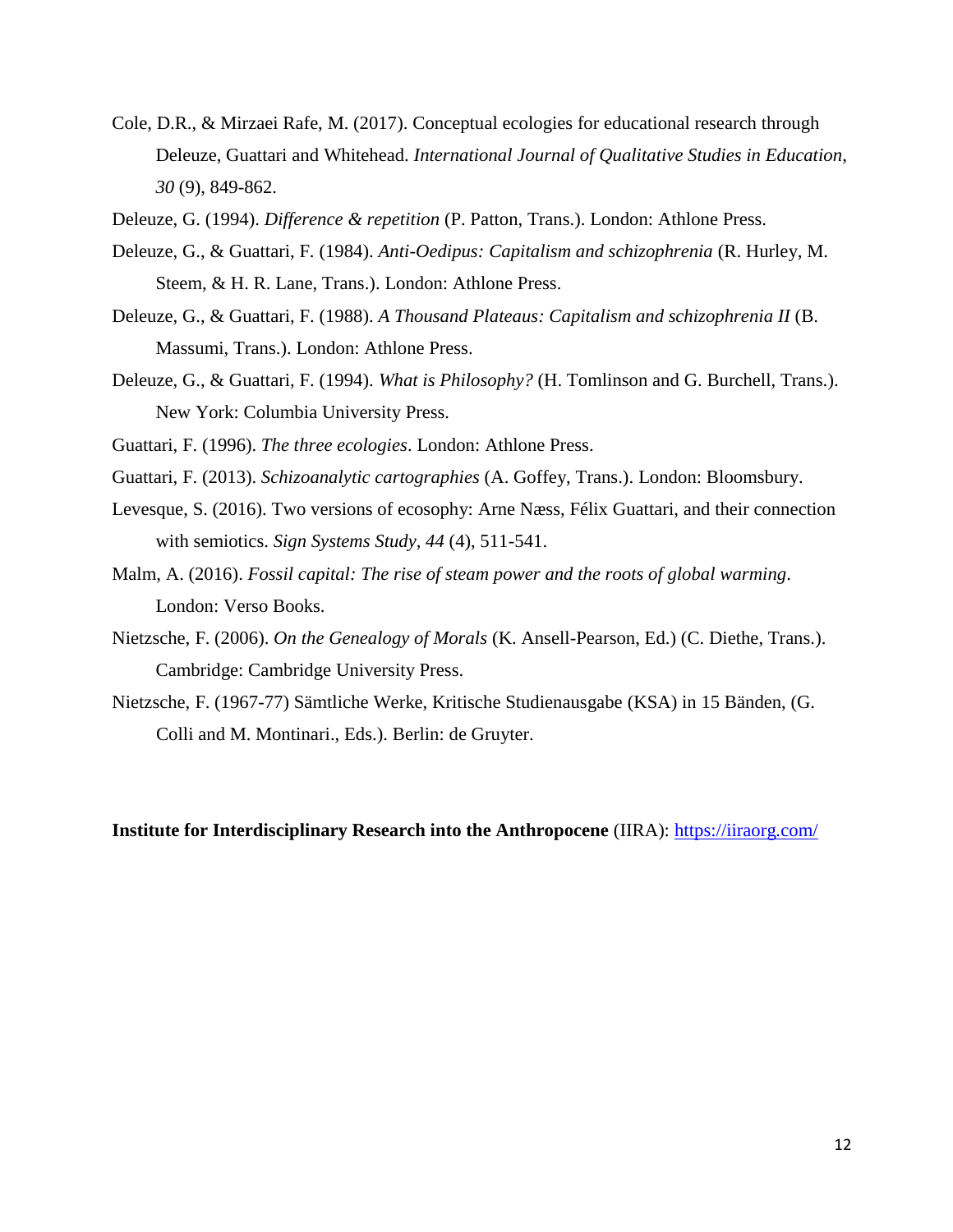Cole, D.R., & Mirzaei Rafe, M. (2017). Conceptual ecologies for educational research through Deleuze, Guattari and Whitehead. *International Journal of Qualitative Studies in Education*, *30* (9), 849-862.

Deleuze, G. (1994). *Difference & repetition* (P. Patton, Trans.). London: Athlone Press.

Deleuze, G., & Guattari, F. (1984). *Anti-Oedipus: Capitalism and schizophrenia* (R. Hurley, M. Steem, & H. R. Lane, Trans.). London: Athlone Press.

Deleuze, G., & Guattari, F. (1988). *A Thousand Plateaus: Capitalism and schizophrenia II* (B. Massumi, Trans.). London: Athlone Press.

Deleuze, G., & Guattari, F. (1994). *What is Philosophy?* (H. Tomlinson and G. Burchell, Trans.). New York: Columbia University Press.

Guattari, F. (1996). *The three ecologies*. London: Athlone Press.

Guattari, F. (2013). *Schizoanalytic cartographies* (A. Goffey, Trans.). London: Bloomsbury.

Levesque, S. (2016). Two versions of ecosophy: Arne Næss, Félix Guattari, and their connection with semiotics. *Sign Systems Study, 44* (4), 511-541.

Malm, A. (2016). *Fossil capital: The rise of steam power and the roots of global warming*. London: Verso Books.

Nietzsche, F. (2006). *On the Genealogy of Morals* (K. Ansell-Pearson, Ed.) (C. Diethe, Trans.). Cambridge: Cambridge University Press.

Nietzsche, F. (1967-77) Sämtliche Werke, Kritische Studienausgabe (KSA) in 15 Bänden, (G. Colli and M. Montinari., Eds.). Berlin: de Gruyter.

**Institute for Interdisciplinary Research into the Anthropocene** (IIRA): https://iiraorg.com/